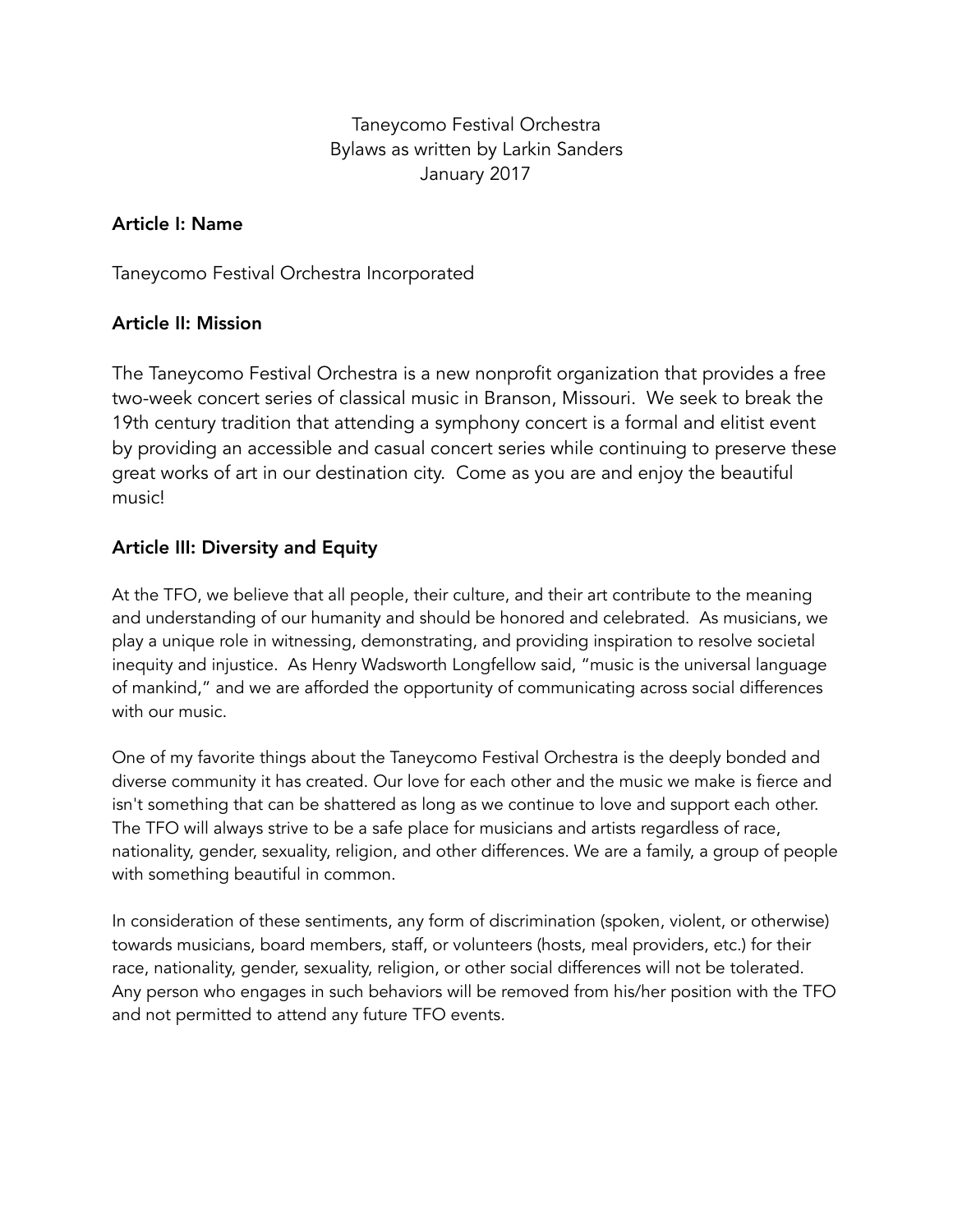Taneycomo Festival Orchestra
Bylaws as written by Larkin Sanders
January 2017

## Article I: Name

Taneycomo Festival Orchestra Incorporated

## Article II: Mission

The Taneycomo Festival Orchestra is a new nonprofit organization that provides a free two-week concert series of classical music in Branson, Missouri. We seek to break the 19th century tradition that attending a symphony concert is a formal and elitist event by providing an accessible and casual concert series while continuing to preserve these great works of art in our destination city. Come as you are and enjoy the beautiful music!

## Article III: Diversity and Equity

At the TFO, we believe that all people, their culture, and their art contribute to the meaning and understanding of our humanity and should be honored and celebrated. As musicians, we play a unique role in witnessing, demonstrating, and providing inspiration to resolve societal inequity and injustice. As Henry Wadsworth Longfellow said, "music is the universal language of mankind," and we are afforded the opportunity of communicating across social differences with our music.

One of my favorite things about the Taneycomo Festival Orchestra is the deeply bonded and diverse community it has created. Our love for each other and the music we make is fierce and isn't something that can be shattered as long as we continue to love and support each other. The TFO will always strive to be a safe place for musicians and artists regardless of race, nationality, gender, sexuality, religion, and other differences. We are a family, a group of people with something beautiful in common.

In consideration of these sentiments, any form of discrimination (spoken, violent, or otherwise) towards musicians, board members, staff, or volunteers (hosts, meal providers, etc.) for their race, nationality, gender, sexuality, religion, or other social differences will not be tolerated. Any person who engages in such behaviors will be removed from his/her position with the TFO and not permitted to attend any future TFO events.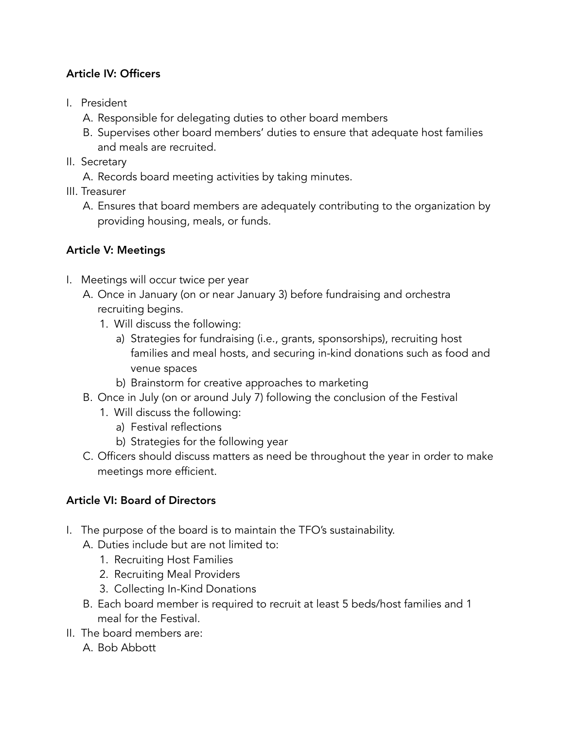**Article IV: Officers**

I. President
   A. Responsible for delegating duties to other board members
   B. Supervises other board members' duties to ensure that adequate host families and meals are recruited.
II. Secretary
   A. Records board meeting activities by taking minutes.
III. Treasurer
   A. Ensures that board members are adequately contributing to the organization by providing housing, meals, or funds.

**Article V: Meetings**

I. Meetings will occur twice per year
   A. Once in January (on or near January 3) before fundraising and orchestra recruiting begins.
      1. Will discuss the following:
         a) Strategies for fundraising (i.e., grants, sponsorships), recruiting host families and meal hosts, and securing in-kind donations such as food and venue spaces
         b) Brainstorm for creative approaches to marketing
   B. Once in July (on or around July 7) following the conclusion of the Festival
      1. Will discuss the following:
         a) Festival reflections
         b) Strategies for the following year
   C. Officers should discuss matters as need be throughout the year in order to make meetings more efficient.

**Article VI: Board of Directors**

I. The purpose of the board is to maintain the TFO's sustainability.
   A. Duties include but are not limited to:
      1. Recruiting Host Families
      2. Recruiting Meal Providers
      3. Collecting In-Kind Donations
   B. Each board member is required to recruit at least 5 beds/host families and 1 meal for the Festival.
II. The board members are:
   A. Bob Abbott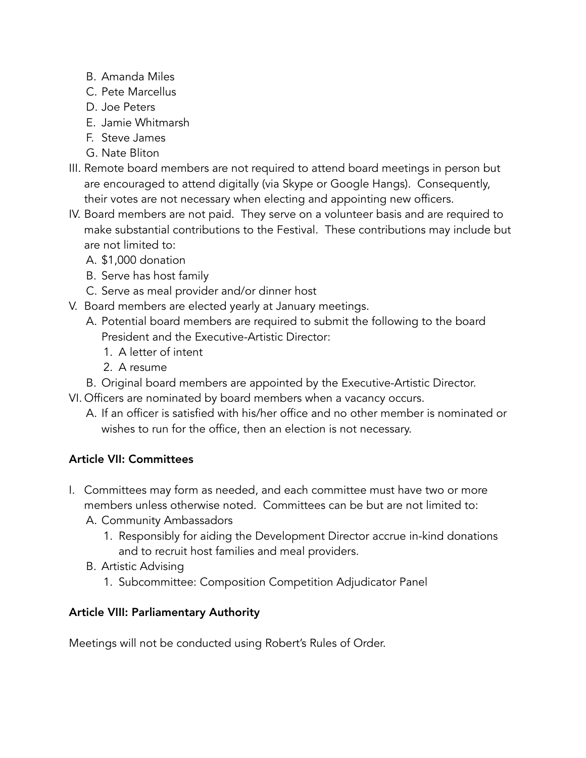B. Amanda Miles
   C. Pete Marcellus
   D. Joe Peters
   E. Jamie Whitmarsh
   F. Steve James
   G. Nate Bliton

III. Remote board members are not required to attend board meetings in person but are encouraged to attend digitally (via Skype or Google Hangs). Consequently, their votes are not necessary when electing and appointing new officers.

IV. Board members are not paid. They serve on a volunteer basis and are required to make substantial contributions to the Festival. These contributions may include but are not limited to:
   A. $1,000 donation
   B. Serve has host family
   C. Serve as meal provider and/or dinner host

V. Board members are elected yearly at January meetings.
   A. Potential board members are required to submit the following to the board President and the Executive-Artistic Director:
      1. A letter of intent
      2. A resume
   B. Original board members are appointed by the Executive-Artistic Director.

VI. Officers are nominated by board members when a vacancy occurs.
   A. If an officer is satisfied with his/her office and no other member is nominated or wishes to run for the office, then an election is not necessary.

**Article VII: Committees**

I. Committees may form as needed, and each committee must have two or more members unless otherwise noted. Committees can be but are not limited to:
   A. Community Ambassadors
      1. Responsibly for aiding the Development Director accrue in-kind donations and to recruit host families and meal providers.
   B. Artistic Advising
      1. Subcommittee: Composition Competition Adjudicator Panel

**Article VIII: Parliamentary Authority**

Meetings will not be conducted using Robert's Rules of Order.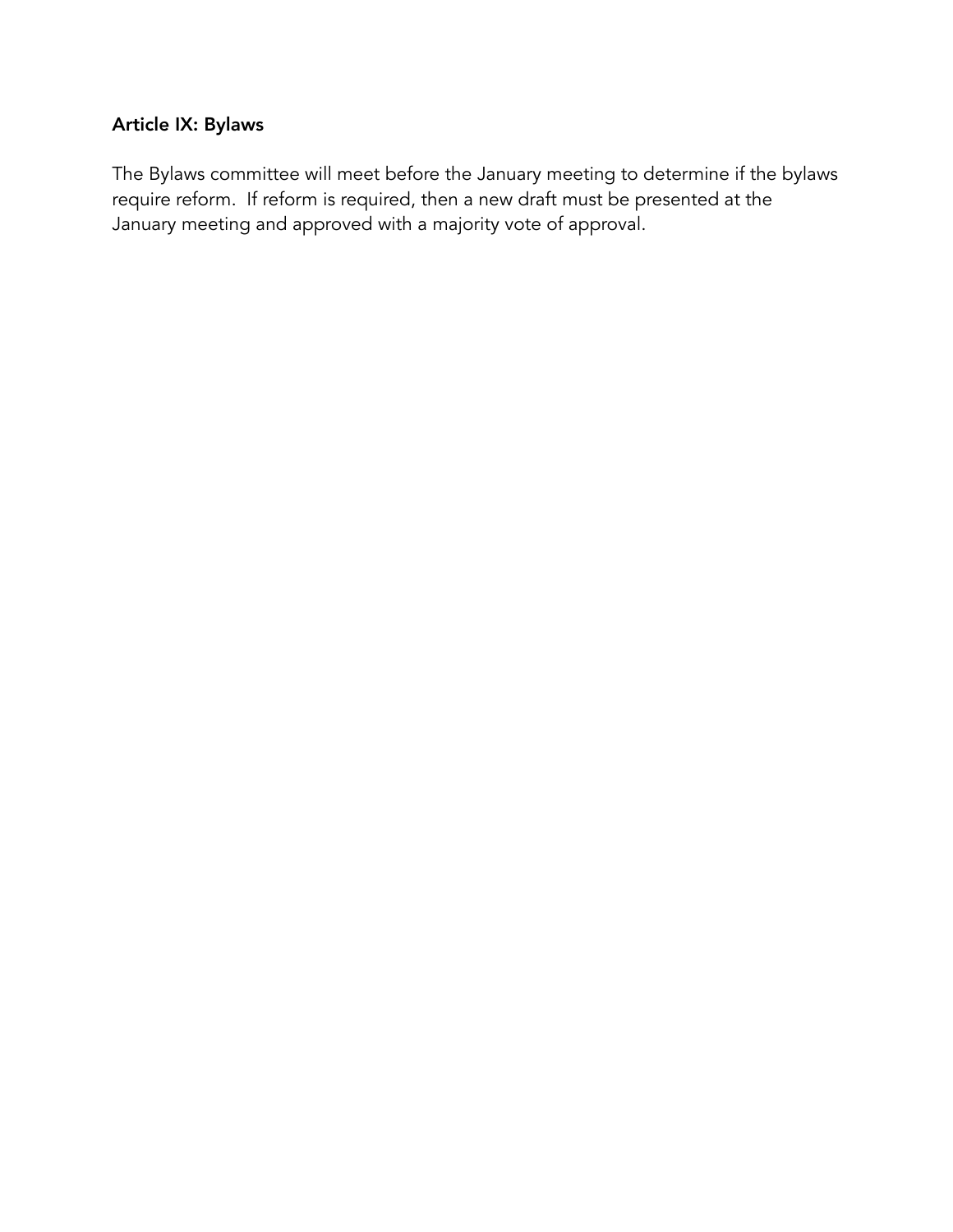### Article IX: Bylaws

The Bylaws committee will meet before the January meeting to determine if the bylaws require reform. If reform is required, then a new draft must be presented at the January meeting and approved with a majority vote of approval.